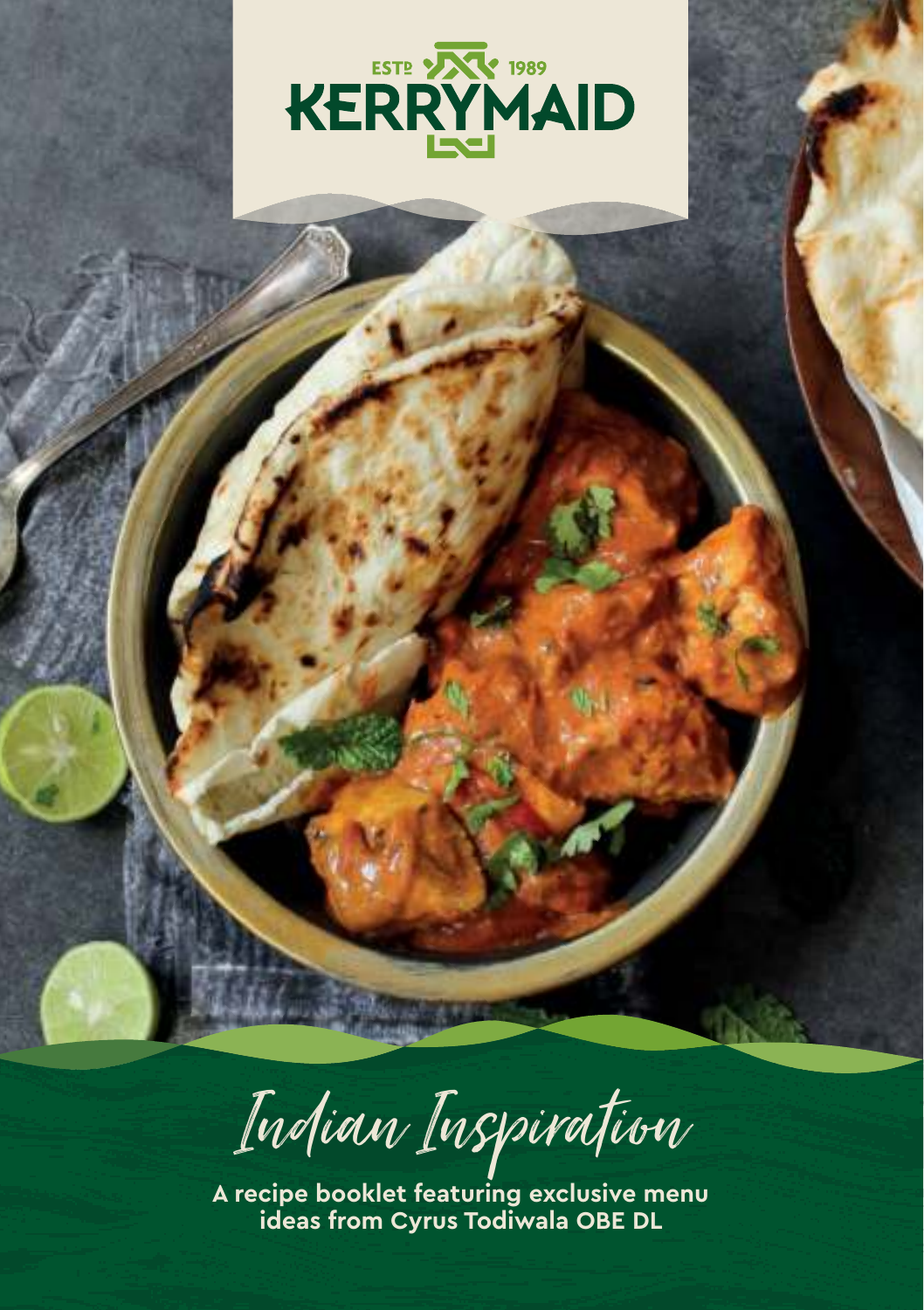ESTᴰ 1989

KERRYMAID

# Indian Inspiration

**A recipe booklet featuring exclusive menu ideas from Cyrus Todiwala OBE DL**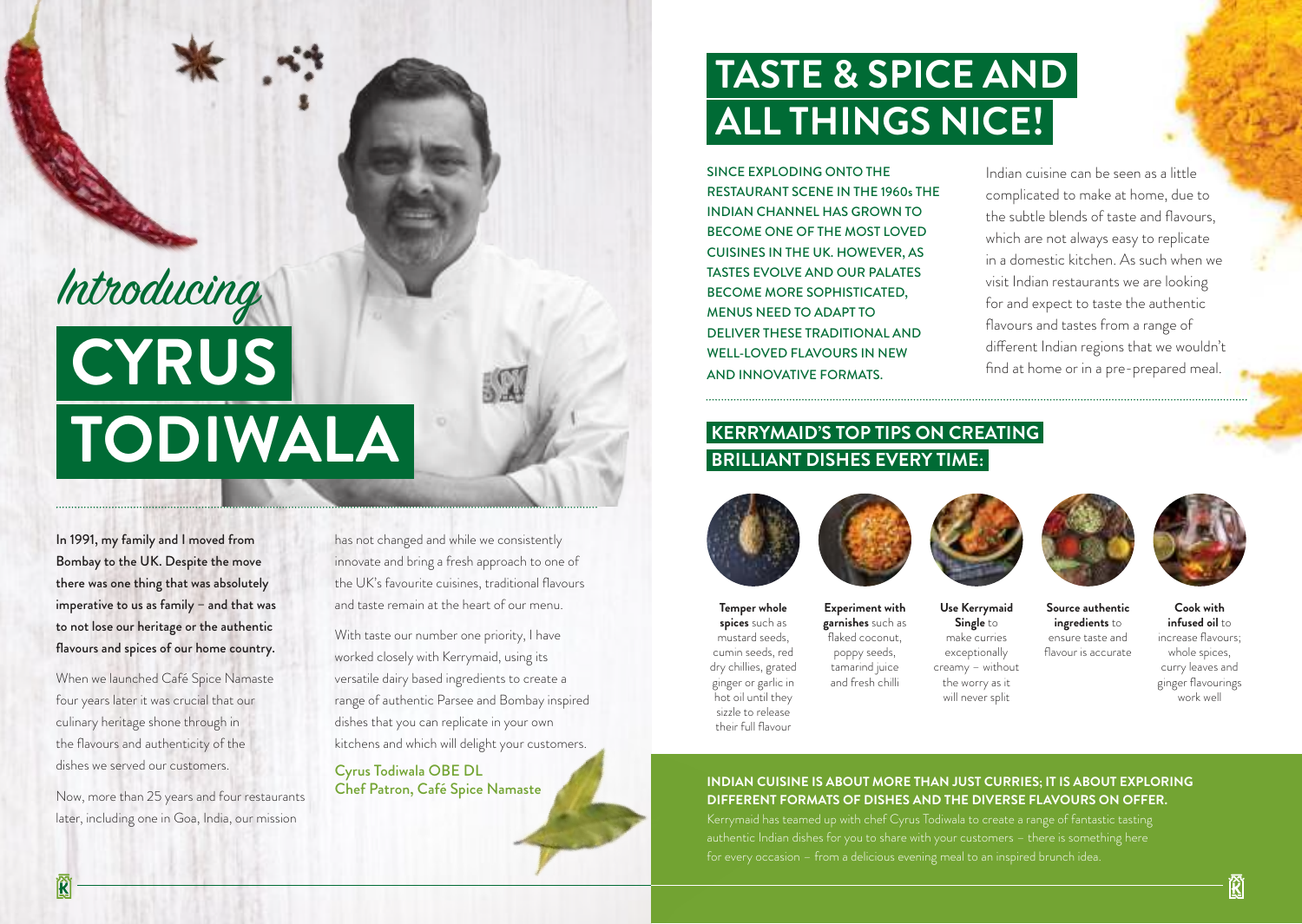# *Introducing* CYRUS TODIWALA

**In 1991, my family and I moved from Bombay to the UK. Despite the move there was one thing that was absolutely imperative to us as family – and that was to not lose our heritage or the authentic flavours and spices of our home country.**

When we launched Café Spice Namaste four years later it was crucial that our culinary heritage shone through in the flavours and authenticity of the dishes we served our customers.

Now, more than 25 years and four restaurants later, including one in Goa, India, our mission has not changed and while we consistently innovate and bring a fresh approach to one of the UK's favourite cuisines, traditional flavours and taste remain at the heart of our menu.

With taste our number one priority, I have worked closely with Kerrymaid, using its versatile dairy based ingredients to create a range of authentic Parsee and Bombay inspired dishes that you can replicate in your own kitchens and which will delight your customers.

Cyrus Todiwala OBE DL
Chef Patron, Café Spice Namaste

# TASTE & SPICE AND ALL THINGS NICE!

SINCE EXPLODING ONTO THE RESTAURANT SCENE IN THE 1960s THE INDIAN CHANNEL HAS GROWN TO BECOME ONE OF THE MOST LOVED CUISINES IN THE UK. HOWEVER, AS TASTES EVOLVE AND OUR PALATES BECOME MORE SOPHISTICATED, MENUS NEED TO ADAPT TO DELIVER THESE TRADITIONAL AND WELL-LOVED FLAVOURS IN NEW AND INNOVATIVE FORMATS.

Indian cuisine can be seen as a little complicated to make at home, due to the subtle blends of taste and flavours, which are not always easy to replicate in a domestic kitchen. As such when we visit Indian restaurants we are looking for and expect to taste the authentic flavours and tastes from a range of different Indian regions that we wouldn't find at home or in a pre-prepared meal.

## KERRYMAID'S TOP TIPS ON CREATING BRILLIANT DISHES EVERY TIME:

- **Temper whole spices** such as mustard seeds, cumin seeds, red dry chillies, grated ginger or garlic in hot oil until they sizzle to release their full flavour
- **Experiment with garnishes** such as flaked coconut, poppy seeds, tamarind juice and fresh chilli
- **Use Kerrymaid Single** to make curries exceptionally creamy – without the worry as it will never split
- **Source authentic ingredients** to ensure taste and flavour is accurate
- **Cook with infused oil** to increase flavours; whole spices, curry leaves and ginger flavourings work well

**INDIAN CUISINE IS ABOUT MORE THAN JUST CURRIES; IT IS ABOUT EXPLORING DIFFERENT FORMATS OF DISHES AND THE DIVERSE FLAVOURS ON OFFER.**

Kerrymaid has teamed up with chef Cyrus Todiwala to create a range of fantastic tasting authentic Indian dishes for you to share with your customers – there is something here for every occasion – from a delicious evening meal to an inspired brunch idea.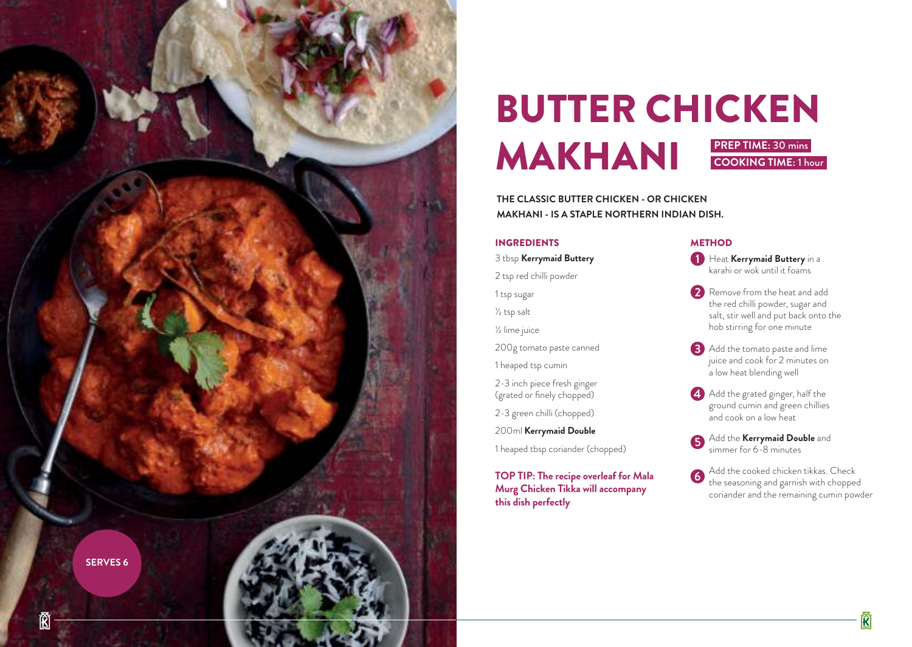# BUTTER CHICKEN MAKHANI

**PREP TIME:** 30 mins
**COOKING TIME:** 1 hour

**THE CLASSIC BUTTER CHICKEN - OR CHICKEN MAKHANI - IS A STAPLE NORTHERN INDIAN DISH.**

**SERVES 6**

## INGREDIENTS

3 tbsp **Kerrymaid Buttery**

2 tsp red chilli powder

1 tsp sugar

½ tsp salt

½ lime juice

200g tomato paste canned

1 heaped tsp cumin

2-3 inch piece fresh ginger (grated or finely chopped)

2-3 green chilli (chopped)

200ml **Kerrymaid Double**

1 heaped tbsp coriander (chopped)

**TOP TIP: The recipe overleaf for Mala Murg Chicken Tikka will accompany this dish perfectly**

## METHOD

1. Heat **Kerrymaid Buttery** in a karahi or wok until it foams
2. Remove from the heat and add the red chilli powder, sugar and salt, stir well and put back onto the hob stirring for one minute
3. Add the tomato paste and lime juice and cook for 2 minutes on a low heat blending well
4. Add the grated ginger, half the ground cumin and green chillies and cook on a low heat
5. Add the **Kerrymaid Double** and simmer for 6-8 minutes
6. Add the cooked chicken tikkas. Check the seasoning and garnish with chopped coriander and the remaining cumin powder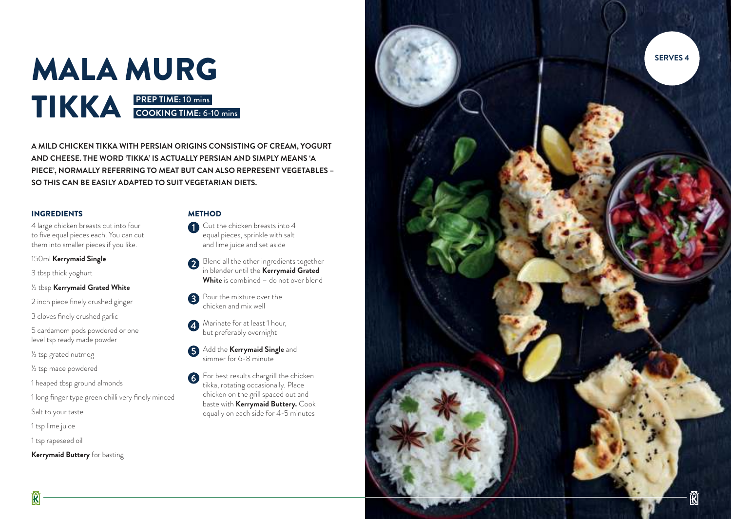# MALA MURG TIKKA

**PREP TIME:** 10 mins
**COOKING TIME:** 6-10 mins

**SERVES 4**

**A MILD CHICKEN TIKKA WITH PERSIAN ORIGINS CONSISTING OF CREAM, YOGURT AND CHEESE. THE WORD 'TIKKA' IS ACTUALLY PERSIAN AND SIMPLY MEANS 'A PIECE', NORMALLY REFERRING TO MEAT BUT CAN ALSO REPRESENT VEGETABLES – SO THIS CAN BE EASILY ADAPTED TO SUIT VEGETARIAN DIETS.**

## INGREDIENTS

4 large chicken breasts cut into four to five equal pieces each. You can cut them into smaller pieces if you like.

150ml **Kerrymaid Single**

3 tbsp thick yoghurt

½ tbsp **Kerrymaid Grated White**

2 inch piece finely crushed ginger

3 cloves finely crushed garlic

5 cardamom pods powdered or one level tsp ready made powder

½ tsp grated nutmeg

½ tsp mace powdered

1 heaped tbsp ground almonds

1 long finger type green chilli very finely minced

Salt to your taste

1 tsp lime juice

1 tsp rapeseed oil

**Kerrymaid Buttery** for basting

## METHOD

1. Cut the chicken breasts into 4 equal pieces, sprinkle with salt and lime juice and set aside
2. Blend all the other ingredients together in blender until the **Kerrymaid Grated White** is combined – do not over blend
3. Pour the mixture over the chicken and mix well
4. Marinate for at least 1 hour, but preferably overnight
5. Add the **Kerrymaid Single** and simmer for 6-8 minute
6. For best results chargrill the chicken tikka, rotating occasionally. Place chicken on the grill spaced out and baste with **Kerrymaid Buttery.** Cook equally on each side for 4-5 minutes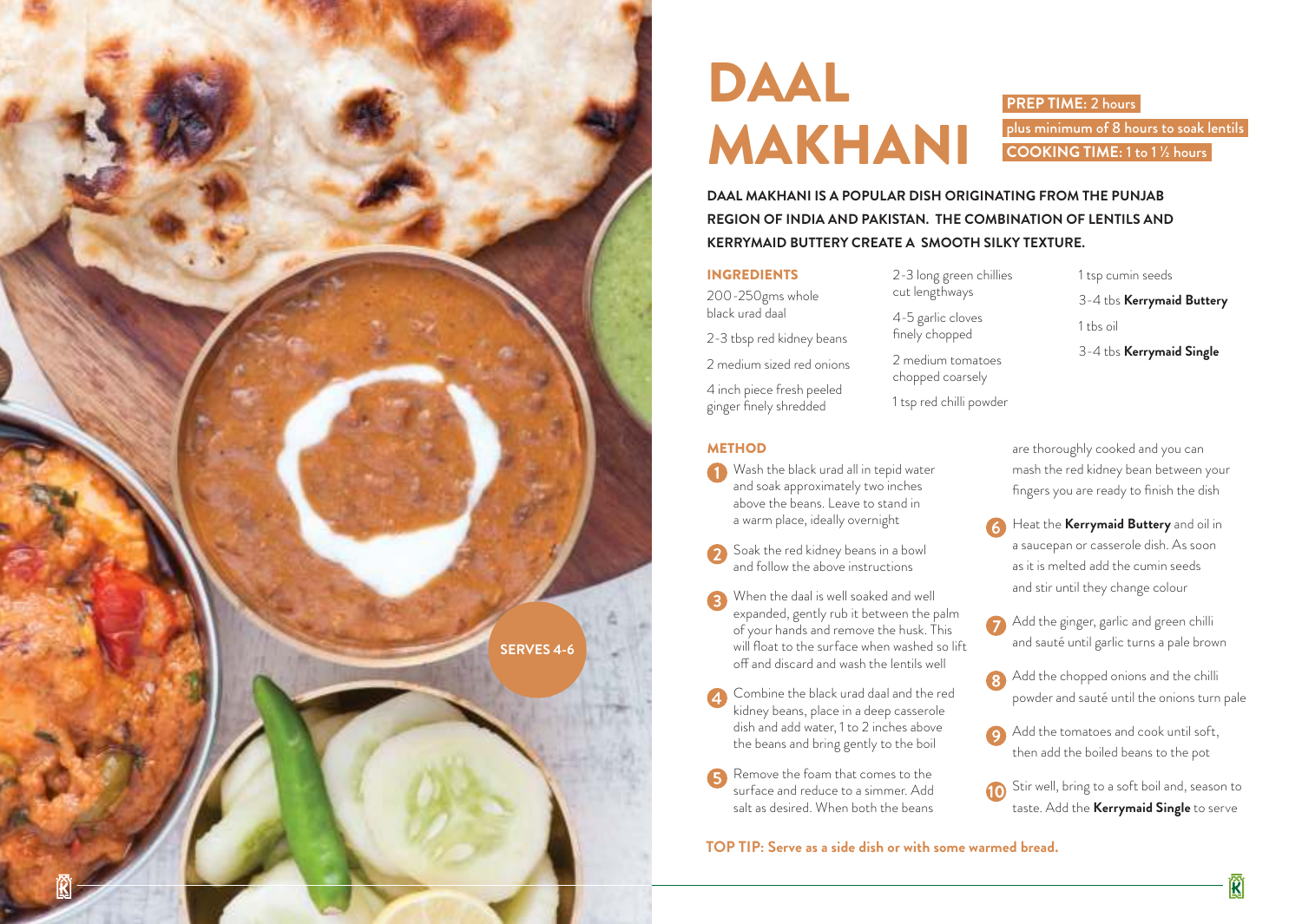# DAAL MAKHANI

**PREP TIME:** 2 hours
**plus minimum of 8 hours to soak lentils**
**COOKING TIME:** 1 to 1 ½ hours

**SERVES 4-6**

**DAAL MAKHANI IS A POPULAR DISH ORIGINATING FROM THE PUNJAB REGION OF INDIA AND PAKISTAN. THE COMBINATION OF LENTILS AND KERRYMAID BUTTERY CREATE A SMOOTH SILKY TEXTURE.**

## INGREDIENTS

200-250gms whole black urad daal

2-3 tbsp red kidney beans

2 medium sized red onions

4 inch piece fresh peeled ginger finely shredded

2-3 long green chillies cut lengthways

4-5 garlic cloves finely chopped

2 medium tomatoes chopped coarsely

1 tsp red chilli powder

1 tsp cumin seeds

3-4 tbs **Kerrymaid Buttery**

1 tbs oil

3-4 tbs **Kerrymaid Single**

## METHOD

1. Wash the black urad all in tepid water and soak approximately two inches above the beans. Leave to stand in a warm place, ideally overnight
2. Soak the red kidney beans in a bowl and follow the above instructions
3. When the daal is well soaked and well expanded, gently rub it between the palm of your hands and remove the husk. This will float to the surface when washed so lift off and discard and wash the lentils well
4. Combine the black urad daal and the red kidney beans, place in a deep casserole dish and add water, 1 to 2 inches above the beans and bring gently to the boil
5. Remove the foam that comes to the surface and reduce to a simmer. Add salt as desired. When both the beans are thoroughly cooked and you can mash the red kidney bean between your fingers you are ready to finish the dish
6. Heat the **Kerrymaid Buttery** and oil in a saucepan or casserole dish. As soon as it is melted add the cumin seeds and stir until they change colour
7. Add the ginger, garlic and green chilli and sauté until garlic turns a pale brown
8. Add the chopped onions and the chilli powder and sauté until the onions turn pale
9. Add the tomatoes and cook until soft, then add the boiled beans to the pot
10. Stir well, bring to a soft boil and, season to taste. Add the **Kerrymaid Single** to serve

**TOP TIP: Serve as a side dish or with some warmed bread.**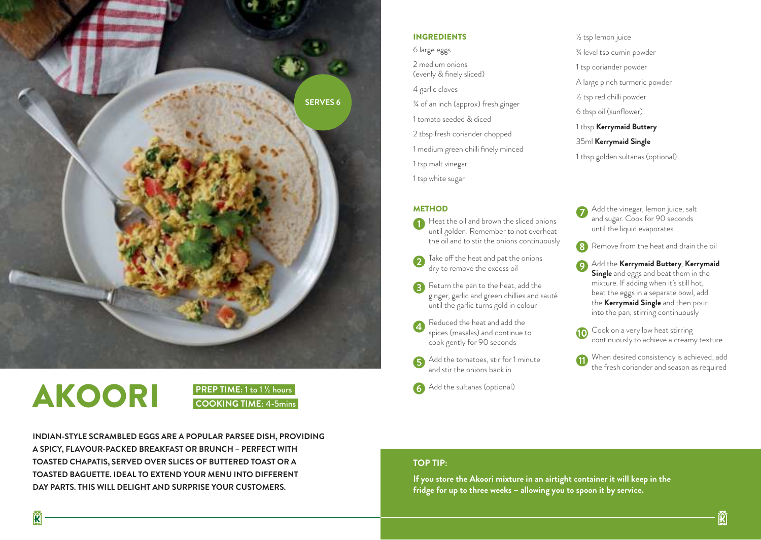# AKOORI

**PREP TIME:** 1 to 1 ½ hours
**COOKING TIME:** 4-5mins

SERVES 6

**INDIAN-STYLE SCRAMBLED EGGS ARE A POPULAR PARSEE DISH, PROVIDING A SPICY, FLAVOUR-PACKED BREAKFAST OR BRUNCH – PERFECT WITH TOASTED CHAPATIS, SERVED OVER SLICES OF BUTTERED TOAST OR A TOASTED BAGUETTE. IDEAL TO EXTEND YOUR MENU INTO DIFFERENT DAY PARTS. THIS WILL DELIGHT AND SURPRISE YOUR CUSTOMERS.**

## INGREDIENTS

- 6 large eggs
- 2 medium onions (evenly & finely sliced)
- 4 garlic cloves
- ¾ of an inch (approx) fresh ginger
- 1 tomato seeded & diced
- 2 tbsp fresh coriander chopped
- 1 medium green chilli finely minced
- 1 tsp malt vinegar
- 1 tsp white sugar
- ½ tsp lemon juice
- ¾ level tsp cumin powder
- 1 tsp coriander powder
- A large pinch turmeric powder
- ½ tsp red chilli powder
- 6 tbsp oil (sunflower)
- 1 tbsp **Kerrymaid Buttery**
- 35ml **Kerrymaid Single**
- 1 tbsp golden sultanas (optional)

## METHOD

1. Heat the oil and brown the sliced onions until golden. Remember to not overheat the oil and to stir the onions continuously
2. Take off the heat and pat the onions dry to remove the excess oil
3. Return the pan to the heat, add the ginger, garlic and green chillies and sauté until the garlic turns gold in colour
4. Reduced the heat and add the spices (masalas) and continue to cook gently for 90 seconds
5. Add the tomatoes, stir for 1 minute and stir the onions back in
6. Add the sultanas (optional)
7. Add the vinegar, lemon juice, salt and sugar. Cook for 90 seconds until the liquid evaporates
8. Remove from the heat and drain the oil
9. Add the **Kerrymaid Buttery**, **Kerrymaid Single** and eggs and beat them in the mixture. If adding when it's still hot, beat the eggs in a separate bowl, add the **Kerrymaid Single** and then pour into the pan, stirring continuously
10. Cook on a very low heat stirring continuously to achieve a creamy texture
11. When desired consistency is achieved, add the fresh coriander and season as required

### TOP TIP:

**If you store the Akoori mixture in an airtight container it will keep in the fridge for up to three weeks – allowing you to spoon it by service.**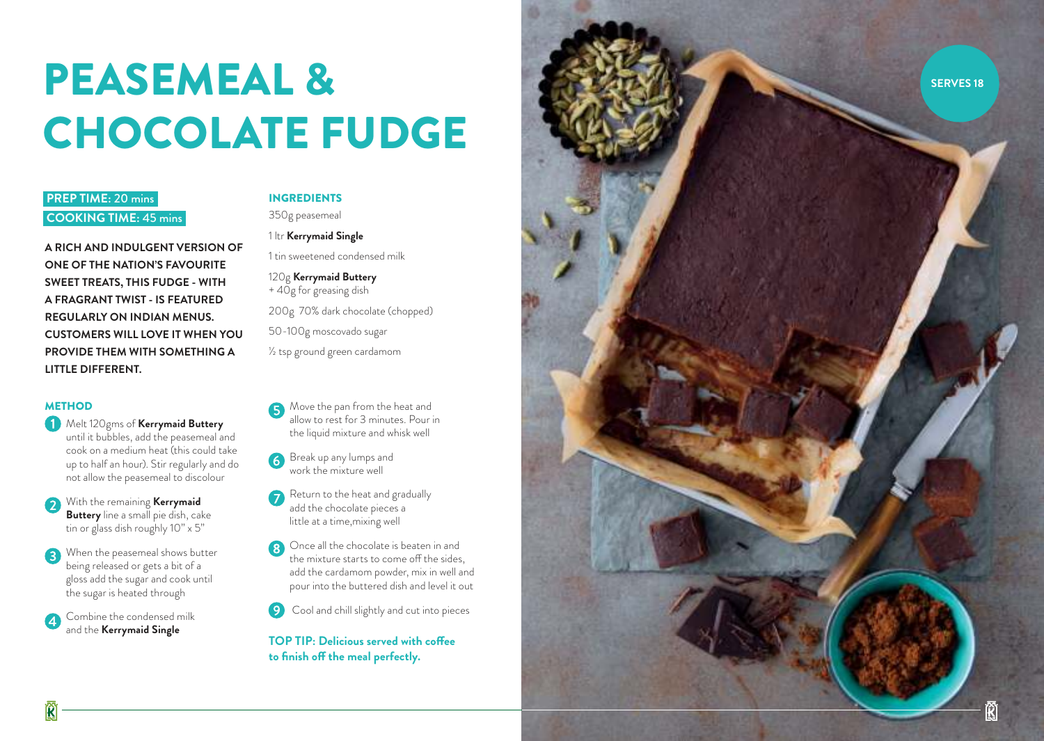# PEASEMEAL & CHOCOLATE FUDGE

**SERVES 18**

**PREP TIME:** 20 mins
**COOKING TIME:** 45 mins

**A RICH AND INDULGENT VERSION OF ONE OF THE NATION'S FAVOURITE SWEET TREATS, THIS FUDGE - WITH A FRAGRANT TWIST - IS FEATURED REGULARLY ON INDIAN MENUS. CUSTOMERS WILL LOVE IT WHEN YOU PROVIDE THEM WITH SOMETHING A LITTLE DIFFERENT.**

## INGREDIENTS

350g peasemeal

1 ltr **Kerrymaid Single**

1 tin sweetened condensed milk

120g **Kerrymaid Buttery**
+ 40g for greasing dish

200g 70% dark chocolate (chopped)

50-100g moscovado sugar

½ tsp ground green cardamom

## METHOD

1. Melt 120gms of **Kerrymaid Buttery** until it bubbles, add the peasemeal and cook on a medium heat (this could take up to half an hour). Stir regularly and do not allow the peasemeal to discolour
2. With the remaining **Kerrymaid Buttery** line a small pie dish, cake tin or glass dish roughly 10" x 5"
3. When the peasemeal shows butter being released or gets a bit of a gloss add the sugar and cook until the sugar is heated through
4. Combine the condensed milk and the **Kerrymaid Single**
5. Move the pan from the heat and allow to rest for 3 minutes. Pour in the liquid mixture and whisk well
6. Break up any lumps and work the mixture well
7. Return to the heat and gradually add the chocolate pieces a little at a time,mixing well
8. Once all the chocolate is beaten in and the mixture starts to come off the sides, add the cardamom powder, mix in well and pour into the buttered dish and level it out
9. Cool and chill slightly and cut into pieces

**TOP TIP: Delicious served with coffee to finish off the meal perfectly.**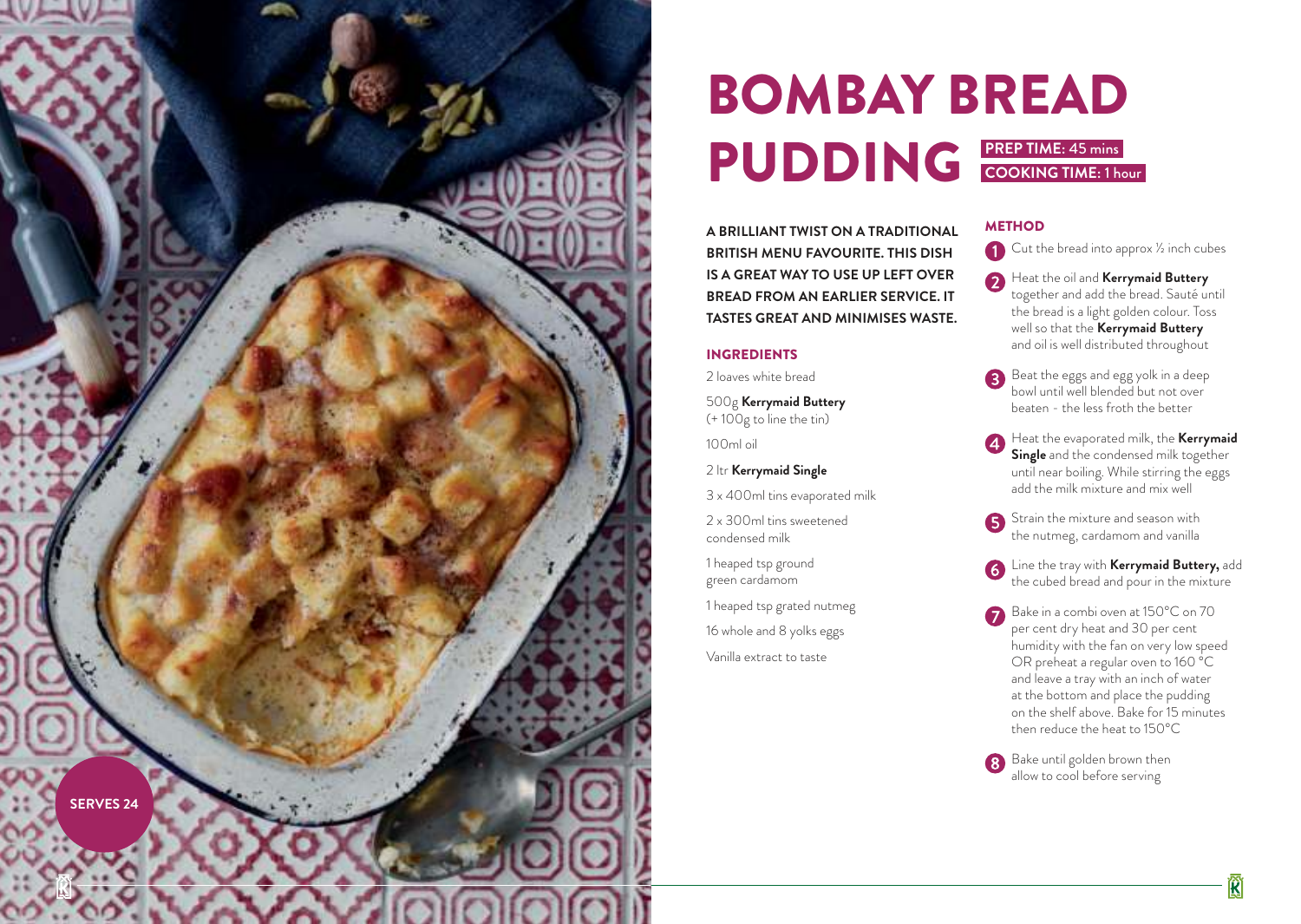# BOMBAY BREAD PUDDING

**PREP TIME:** 45 mins
**COOKING TIME:** 1 hour

**SERVES 24**

**A BRILLIANT TWIST ON A TRADITIONAL BRITISH MENU FAVOURITE. THIS DISH IS A GREAT WAY TO USE UP LEFT OVER BREAD FROM AN EARLIER SERVICE. IT TASTES GREAT AND MINIMISES WASTE.**

## INGREDIENTS

2 loaves white bread

500g **Kerrymaid Buttery** (+ 100g to line the tin)

100ml oil

2 ltr **Kerrymaid Single**

3 x 400ml tins evaporated milk

2 x 300ml tins sweetened condensed milk

1 heaped tsp ground green cardamom

1 heaped tsp grated nutmeg

16 whole and 8 yolks eggs

Vanilla extract to taste

## METHOD

1. Cut the bread into approx ½ inch cubes
2. Heat the oil and **Kerrymaid Buttery** together and add the bread. Sauté until the bread is a light golden colour. Toss well so that the **Kerrymaid Buttery** and oil is well distributed throughout
3. Beat the eggs and egg yolk in a deep bowl until well blended but not over beaten - the less froth the better
4. Heat the evaporated milk, the **Kerrymaid Single** and the condensed milk together until near boiling. While stirring the eggs add the milk mixture and mix well
5. Strain the mixture and season with the nutmeg, cardamom and vanilla
6. Line the tray with **Kerrymaid Buttery,** add the cubed bread and pour in the mixture
7. Bake in a combi oven at 150°C on 70 per cent dry heat and 30 per cent humidity with the fan on very low speed OR preheat a regular oven to 160 °C and leave a tray with an inch of water at the bottom and place the pudding on the shelf above. Bake for 15 minutes then reduce the heat to 150°C
8. Bake until golden brown then allow to cool before serving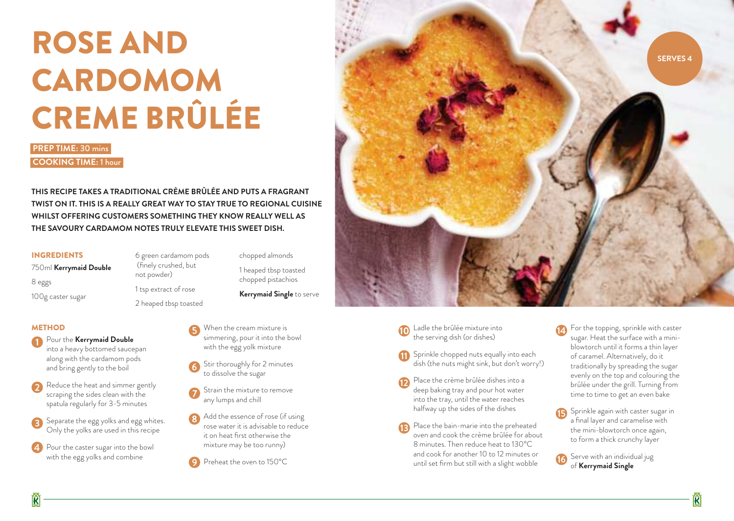# ROSE AND CARDOMOM CREME BRÛLÉE

**PREP TIME:** 30 mins
**COOKING TIME:** 1 hour

**SERVES 4**

**THIS RECIPE TAKES A TRADITIONAL CRÈME BRÛLÉE AND PUTS A FRAGRANT TWIST ON IT. THIS IS A REALLY GREAT WAY TO STAY TRUE TO REGIONAL CUISINE WHILST OFFERING CUSTOMERS SOMETHING THEY KNOW REALLY WELL AS THE SAVOURY CARDAMOM NOTES TRULY ELEVATE THIS SWEET DISH.**

## INGREDIENTS

- 750ml **Kerrymaid Double**
- 8 eggs
- 100g caster sugar
- 6 green cardamom pods (finely crushed, but not powder)
- 1 tsp extract of rose
- 2 heaped tbsp toasted chopped almonds
- 1 heaped tbsp toasted chopped pistachios
- **Kerrymaid Single** to serve

## METHOD

1. Pour the **Kerrymaid Double** into a heavy bottomed saucepan along with the cardamom pods and bring gently to the boil
2. Reduce the heat and simmer gently scraping the sides clean with the spatula regularly for 3-5 minutes
3. Separate the egg yolks and egg whites. Only the yolks are used in this recipe
4. Pour the caster sugar into the bowl with the egg yolks and combine
5. When the cream mixture is simmering, pour it into the bowl with the egg yolk mixture
6. Stir thoroughly for 2 minutes to dissolve the sugar
7. Strain the mixture to remove any lumps and chill
8. Add the essence of rose (if using rose water it is advisable to reduce it on heat first otherwise the mixture may be too runny)
9. Preheat the oven to 150°C
10. Ladle the brûlée mixture into the serving dish (or dishes)
11. Sprinkle chopped nuts equally into each dish (the nuts might sink, but don't worry!)
12. Place the crème brûlée dishes into a deep baking tray and pour hot water into the tray, until the water reaches halfway up the sides of the dishes
13. Place the bain-marie into the preheated oven and cook the crème brûlée for about 8 minutes. Then reduce heat to 130°C and cook for another 10 to 12 minutes or until set firm but still with a slight wobble
14. For the topping, sprinkle with caster sugar. Heat the surface with a mini-blowtorch until it forms a thin layer of caramel. Alternatively, do it traditionally by spreading the sugar evenly on the top and colouring the brûlée under the grill. Turning from time to time to get an even bake
15. Sprinkle again with caster sugar in a final layer and caramelise with the mini-blowtorch once again, to form a thick crunchy layer
16. Serve with an individual jug of **Kerrymaid Single**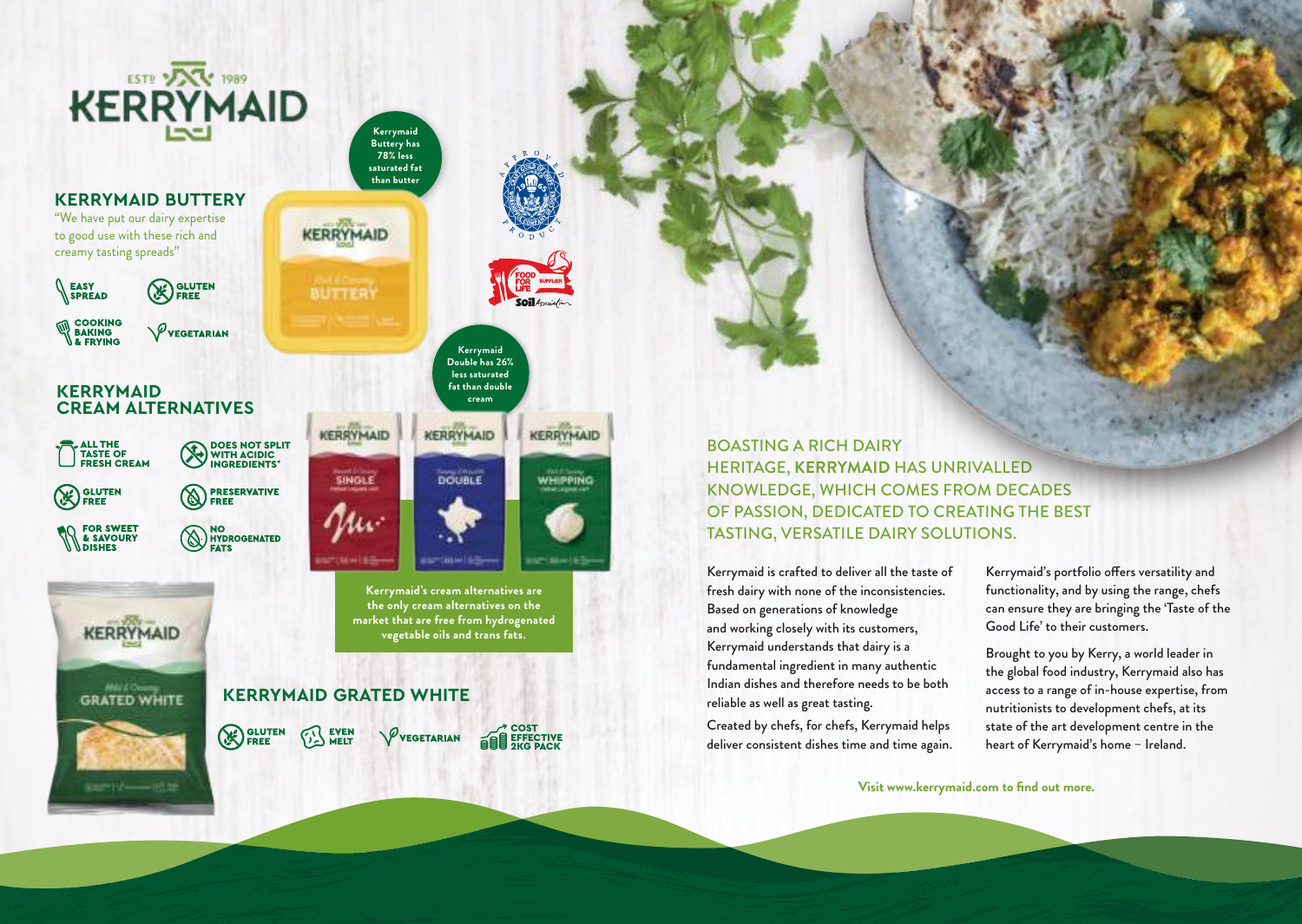# KERRYMAID

## KERRYMAID BUTTERY

"We have put our dairy expertise to good use with these rich and creamy tasting spreads"

- EASY SPREAD
- GLUTEN FREE
- COOKING BAKING & FRYING
- VEGETARIAN

Kerrymaid Buttery has 78% less saturated fat than butter

## KERRYMAID CREAM ALTERNATIVES

- ALL THE TASTE OF FRESH CREAM
- DOES NOT SPLIT WITH ACIDIC INGREDIENTS*
- GLUTEN FREE
- PRESERVATIVE FREE
- FOR SWEET & SAVOURY DISHES
- NO HYDROGENATED FATS

Kerrymaid Double has 26% less saturated fat than double cream

**Kerrymaid's cream alternatives are the only cream alternatives on the market that are free from hydrogenated vegetable oils and trans fats.**

## KERRYMAID GRATED WHITE

- GLUTEN FREE
- EVEN MELT
- VEGETARIAN
- COST EFFECTIVE 2KG PACK

## BOASTING A RICH DAIRY HERITAGE, **KERRYMAID** HAS UNRIVALLED KNOWLEDGE, WHICH COMES FROM DECADES OF PASSION, DEDICATED TO CREATING THE BEST TASTING, VERSATILE DAIRY SOLUTIONS.

Kerrymaid is crafted to deliver all the taste of fresh dairy with none of the inconsistencies. Based on generations of knowledge and working closely with its customers, Kerrymaid understands that dairy is a fundamental ingredient in many authentic Indian dishes and therefore needs to be both reliable as well as great tasting.

Created by chefs, for chefs, Kerrymaid helps deliver consistent dishes time and time again.

Kerrymaid's portfolio offers versatility and functionality, and by using the range, chefs can ensure they are bringing the 'Taste of the Good Life' to their customers.

Brought to you by Kerry, a world leader in the global food industry, Kerrymaid also has access to a range of in-house expertise, from nutritionists to development chefs, at its state of the art development centre in the heart of Kerrymaid's home – Ireland.

**Visit www.kerrymaid.com to find out more.**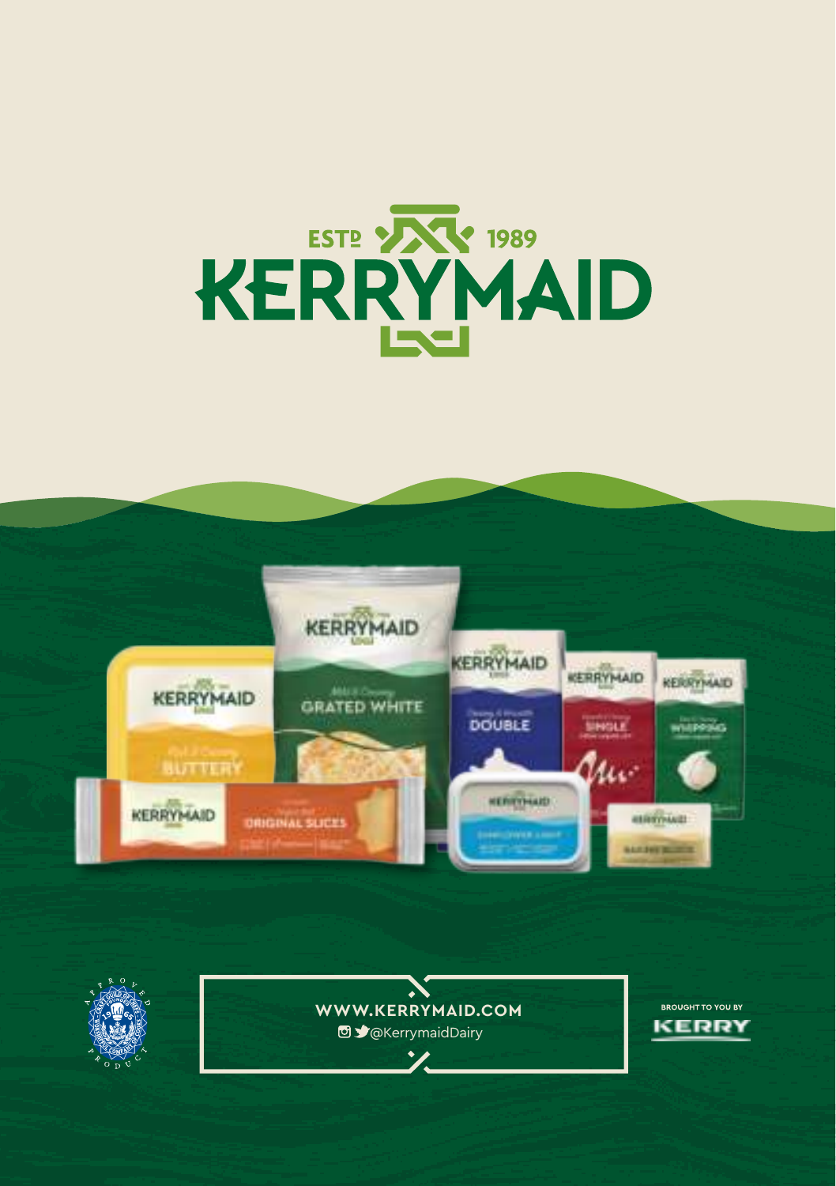ESTD 1989

# KERRYMAID

**WWW.KERRYMAID.COM**

@KerrymaidDairy

BROUGHT TO YOU BY

KERRY